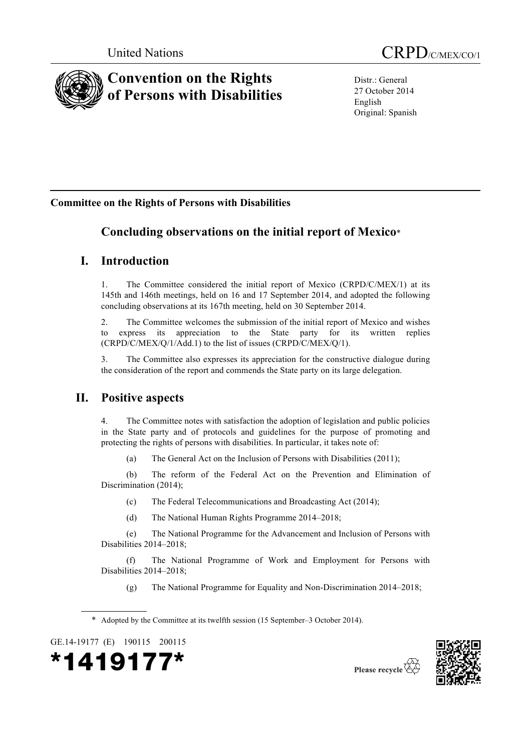United Nations CRPD/C/MEX/CO/1

# Convention on the Rights of Persons with Disabilities

Distr.: General
27 October 2014
English
Original: Spanish

**Committee on the Rights of Persons with Disabilities**

## Concluding observations on the initial report of Mexico*

## I. Introduction

1. The Committee considered the initial report of Mexico (CRPD/C/MEX/1) at its 145th and 146th meetings, held on 16 and 17 September 2014, and adopted the following concluding observations at its 167th meeting, held on 30 September 2014.

2. The Committee welcomes the submission of the initial report of Mexico and wishes to express its appreciation to the State party for its written replies (CRPD/C/MEX/Q/1/Add.1) to the list of issues (CRPD/C/MEX/Q/1).

3. The Committee also expresses its appreciation for the constructive dialogue during the consideration of the report and commends the State party on its large delegation.

## II. Positive aspects

4. The Committee notes with satisfaction the adoption of legislation and public policies in the State party and of protocols and guidelines for the purpose of promoting and protecting the rights of persons with disabilities. In particular, it takes note of:

(a) The General Act on the Inclusion of Persons with Disabilities (2011);

(b) The reform of the Federal Act on the Prevention and Elimination of Discrimination (2014);

(c) The Federal Telecommunications and Broadcasting Act (2014);

(d) The National Human Rights Programme 2014–2018;

(e) The National Programme for the Advancement and Inclusion of Persons with Disabilities 2014–2018;

(f) The National Programme of Work and Employment for Persons with Disabilities 2014–2018;

(g) The National Programme for Equality and Non-Discrimination 2014–2018;

\* Adopted by the Committee at its twelfth session (15 September–3 October 2014).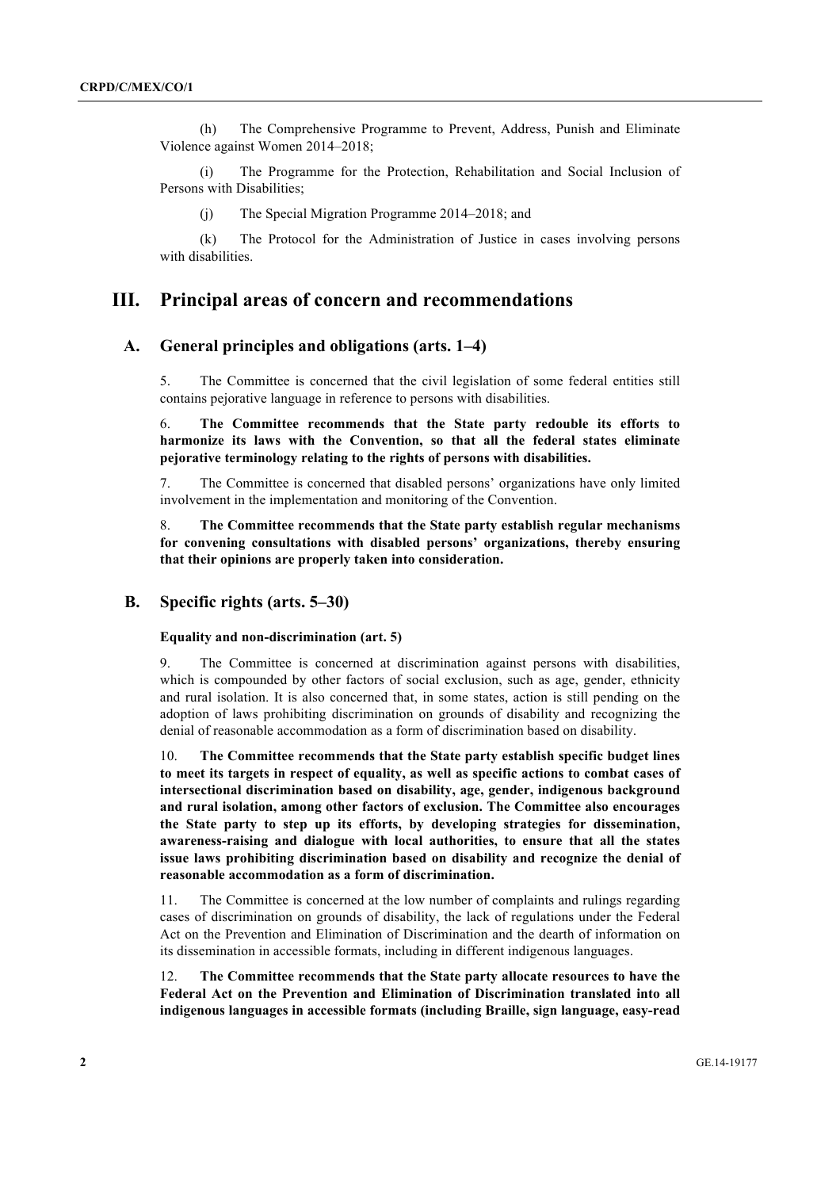(h) The Comprehensive Programme to Prevent, Address, Punish and Eliminate Violence against Women 2014–2018;

(i) The Programme for the Protection, Rehabilitation and Social Inclusion of Persons with Disabilities;

(j) The Special Migration Programme 2014–2018; and

(k) The Protocol for the Administration of Justice in cases involving persons with disabilities.

# III. Principal areas of concern and recommendations

## A. General principles and obligations (arts. 1–4)

5. The Committee is concerned that the civil legislation of some federal entities still contains pejorative language in reference to persons with disabilities.

6. **The Committee recommends that the State party redouble its efforts to harmonize its laws with the Convention, so that all the federal states eliminate pejorative terminology relating to the rights of persons with disabilities.**

7. The Committee is concerned that disabled persons' organizations have only limited involvement in the implementation and monitoring of the Convention.

8. **The Committee recommends that the State party establish regular mechanisms for convening consultations with disabled persons' organizations, thereby ensuring that their opinions are properly taken into consideration.**

## B. Specific rights (arts. 5–30)

### Equality and non-discrimination (art. 5)

9. The Committee is concerned at discrimination against persons with disabilities, which is compounded by other factors of social exclusion, such as age, gender, ethnicity and rural isolation. It is also concerned that, in some states, action is still pending on the adoption of laws prohibiting discrimination on grounds of disability and recognizing the denial of reasonable accommodation as a form of discrimination based on disability.

10. **The Committee recommends that the State party establish specific budget lines to meet its targets in respect of equality, as well as specific actions to combat cases of intersectional discrimination based on disability, age, gender, indigenous background and rural isolation, among other factors of exclusion. The Committee also encourages the State party to step up its efforts, by developing strategies for dissemination, awareness-raising and dialogue with local authorities, to ensure that all the states issue laws prohibiting discrimination based on disability and recognize the denial of reasonable accommodation as a form of discrimination.**

11. The Committee is concerned at the low number of complaints and rulings regarding cases of discrimination on grounds of disability, the lack of regulations under the Federal Act on the Prevention and Elimination of Discrimination and the dearth of information on its dissemination in accessible formats, including in different indigenous languages.

12. **The Committee recommends that the State party allocate resources to have the Federal Act on the Prevention and Elimination of Discrimination translated into all indigenous languages in accessible formats (including Braille, sign language, easy-read**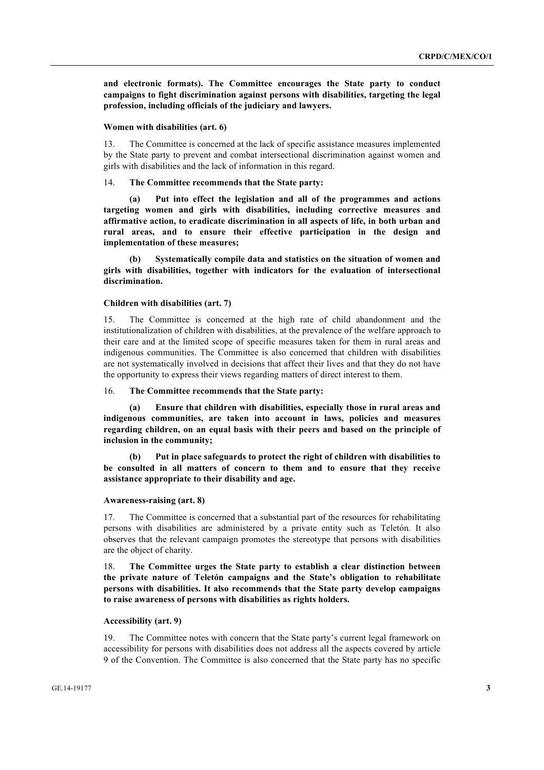**and electronic formats). The Committee encourages the State party to conduct campaigns to fight discrimination against persons with disabilities, targeting the legal profession, including officials of the judiciary and lawyers.**

### Women with disabilities (art. 6)

13. The Committee is concerned at the lack of specific assistance measures implemented by the State party to prevent and combat intersectional discrimination against women and girls with disabilities and the lack of information in this regard.

14. **The Committee recommends that the State party:**

**(a) Put into effect the legislation and all of the programmes and actions targeting women and girls with disabilities, including corrective measures and affirmative action, to eradicate discrimination in all aspects of life, in both urban and rural areas, and to ensure their effective participation in the design and implementation of these measures;**

**(b) Systematically compile data and statistics on the situation of women and girls with disabilities, together with indicators for the evaluation of intersectional discrimination.**

### Children with disabilities (art. 7)

15. The Committee is concerned at the high rate of child abandonment and the institutionalization of children with disabilities, at the prevalence of the welfare approach to their care and at the limited scope of specific measures taken for them in rural areas and indigenous communities. The Committee is also concerned that children with disabilities are not systematically involved in decisions that affect their lives and that they do not have the opportunity to express their views regarding matters of direct interest to them.

16. **The Committee recommends that the State party:**

**(a) Ensure that children with disabilities, especially those in rural areas and indigenous communities, are taken into account in laws, policies and measures regarding children, on an equal basis with their peers and based on the principle of inclusion in the community;**

**(b) Put in place safeguards to protect the right of children with disabilities to be consulted in all matters of concern to them and to ensure that they receive assistance appropriate to their disability and age.**

### Awareness-raising (art. 8)

17. The Committee is concerned that a substantial part of the resources for rehabilitating persons with disabilities are administered by a private entity such as Teletón. It also observes that the relevant campaign promotes the stereotype that persons with disabilities are the object of charity.

18. **The Committee urges the State party to establish a clear distinction between the private nature of Teletón campaigns and the State's obligation to rehabilitate persons with disabilities. It also recommends that the State party develop campaigns to raise awareness of persons with disabilities as rights holders.**

### Accessibility (art. 9)

19. The Committee notes with concern that the State party's current legal framework on accessibility for persons with disabilities does not address all the aspects covered by article 9 of the Convention. The Committee is also concerned that the State party has no specific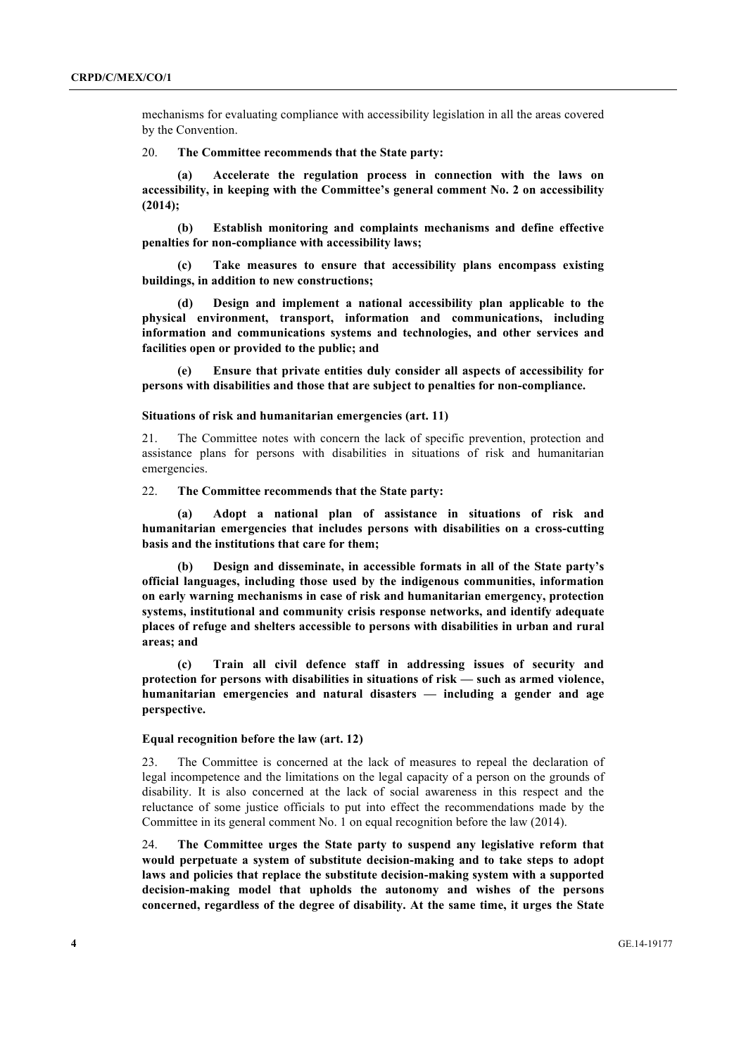mechanisms for evaluating compliance with accessibility legislation in all the areas covered by the Convention.

20. **The Committee recommends that the State party:**

**(a) Accelerate the regulation process in connection with the laws on accessibility, in keeping with the Committee's general comment No. 2 on accessibility (2014);**

**(b) Establish monitoring and complaints mechanisms and define effective penalties for non-compliance with accessibility laws;**

**(c) Take measures to ensure that accessibility plans encompass existing buildings, in addition to new constructions;**

**(d) Design and implement a national accessibility plan applicable to the physical environment, transport, information and communications, including information and communications systems and technologies, and other services and facilities open or provided to the public; and**

**(e) Ensure that private entities duly consider all aspects of accessibility for persons with disabilities and those that are subject to penalties for non-compliance.**

### Situations of risk and humanitarian emergencies (art. 11)

21. The Committee notes with concern the lack of specific prevention, protection and assistance plans for persons with disabilities in situations of risk and humanitarian emergencies.

22. **The Committee recommends that the State party:**

**(a) Adopt a national plan of assistance in situations of risk and humanitarian emergencies that includes persons with disabilities on a cross-cutting basis and the institutions that care for them;**

**(b) Design and disseminate, in accessible formats in all of the State party's official languages, including those used by the indigenous communities, information on early warning mechanisms in case of risk and humanitarian emergency, protection systems, institutional and community crisis response networks, and identify adequate places of refuge and shelters accessible to persons with disabilities in urban and rural areas; and**

**(c) Train all civil defence staff in addressing issues of security and protection for persons with disabilities in situations of risk — such as armed violence, humanitarian emergencies and natural disasters — including a gender and age perspective.**

### Equal recognition before the law (art. 12)

23. The Committee is concerned at the lack of measures to repeal the declaration of legal incompetence and the limitations on the legal capacity of a person on the grounds of disability. It is also concerned at the lack of social awareness in this respect and the reluctance of some justice officials to put into effect the recommendations made by the Committee in its general comment No. 1 on equal recognition before the law (2014).

24. **The Committee urges the State party to suspend any legislative reform that would perpetuate a system of substitute decision-making and to take steps to adopt laws and policies that replace the substitute decision-making system with a supported decision-making model that upholds the autonomy and wishes of the persons concerned, regardless of the degree of disability. At the same time, it urges the State**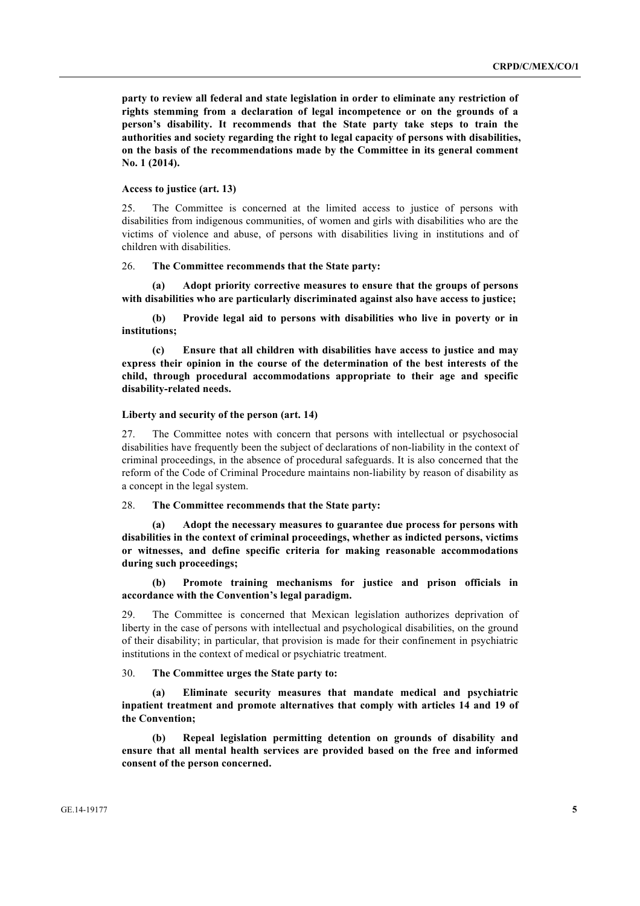**party to review all federal and state legislation in order to eliminate any restriction of rights stemming from a declaration of legal incompetence or on the grounds of a person's disability. It recommends that the State party take steps to train the authorities and society regarding the right to legal capacity of persons with disabilities, on the basis of the recommendations made by the Committee in its general comment No. 1 (2014).**

### Access to justice (art. 13)

25. The Committee is concerned at the limited access to justice of persons with disabilities from indigenous communities, of women and girls with disabilities who are the victims of violence and abuse, of persons with disabilities living in institutions and of children with disabilities.

26. **The Committee recommends that the State party:**

**(a) Adopt priority corrective measures to ensure that the groups of persons with disabilities who are particularly discriminated against also have access to justice;**

**(b) Provide legal aid to persons with disabilities who live in poverty or in institutions;**

**(c) Ensure that all children with disabilities have access to justice and may express their opinion in the course of the determination of the best interests of the child, through procedural accommodations appropriate to their age and specific disability-related needs.**

### Liberty and security of the person (art. 14)

27. The Committee notes with concern that persons with intellectual or psychosocial disabilities have frequently been the subject of declarations of non-liability in the context of criminal proceedings, in the absence of procedural safeguards. It is also concerned that the reform of the Code of Criminal Procedure maintains non-liability by reason of disability as a concept in the legal system.

28. **The Committee recommends that the State party:**

**(a) Adopt the necessary measures to guarantee due process for persons with disabilities in the context of criminal proceedings, whether as indicted persons, victims or witnesses, and define specific criteria for making reasonable accommodations during such proceedings;**

**(b) Promote training mechanisms for justice and prison officials in accordance with the Convention's legal paradigm.**

29. The Committee is concerned that Mexican legislation authorizes deprivation of liberty in the case of persons with intellectual and psychological disabilities, on the ground of their disability; in particular, that provision is made for their confinement in psychiatric institutions in the context of medical or psychiatric treatment.

30. **The Committee urges the State party to:**

**(a) Eliminate security measures that mandate medical and psychiatric inpatient treatment and promote alternatives that comply with articles 14 and 19 of the Convention;**

**(b) Repeal legislation permitting detention on grounds of disability and ensure that all mental health services are provided based on the free and informed consent of the person concerned.**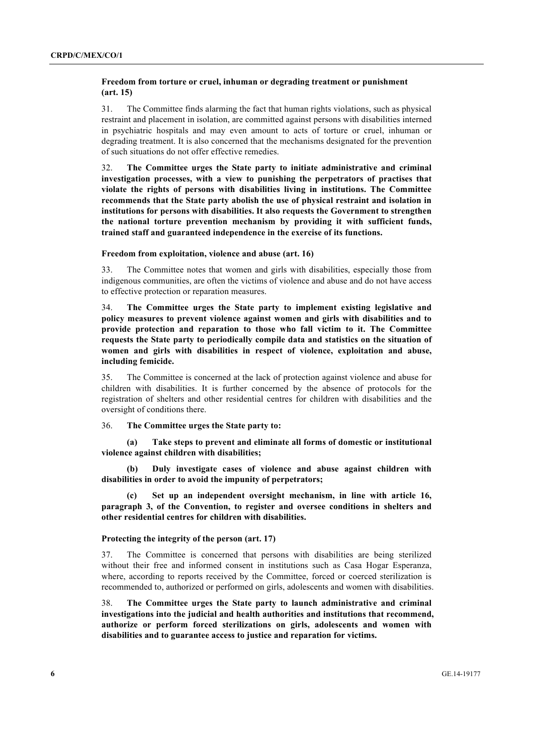### Freedom from torture or cruel, inhuman or degrading treatment or punishment (art. 15)

31. The Committee finds alarming the fact that human rights violations, such as physical restraint and placement in isolation, are committed against persons with disabilities interned in psychiatric hospitals and may even amount to acts of torture or cruel, inhuman or degrading treatment. It is also concerned that the mechanisms designated for the prevention of such situations do not offer effective remedies.

32. **The Committee urges the State party to initiate administrative and criminal investigation processes, with a view to punishing the perpetrators of practises that violate the rights of persons with disabilities living in institutions. The Committee recommends that the State party abolish the use of physical restraint and isolation in institutions for persons with disabilities. It also requests the Government to strengthen the national torture prevention mechanism by providing it with sufficient funds, trained staff and guaranteed independence in the exercise of its functions.**

### Freedom from exploitation, violence and abuse (art. 16)

33. The Committee notes that women and girls with disabilities, especially those from indigenous communities, are often the victims of violence and abuse and do not have access to effective protection or reparation measures.

34. **The Committee urges the State party to implement existing legislative and policy measures to prevent violence against women and girls with disabilities and to provide protection and reparation to those who fall victim to it. The Committee requests the State party to periodically compile data and statistics on the situation of women and girls with disabilities in respect of violence, exploitation and abuse, including femicide.**

35. The Committee is concerned at the lack of protection against violence and abuse for children with disabilities. It is further concerned by the absence of protocols for the registration of shelters and other residential centres for children with disabilities and the oversight of conditions there.

36. **The Committee urges the State party to:**

**(a) Take steps to prevent and eliminate all forms of domestic or institutional violence against children with disabilities;**

**(b) Duly investigate cases of violence and abuse against children with disabilities in order to avoid the impunity of perpetrators;**

**(c) Set up an independent oversight mechanism, in line with article 16, paragraph 3, of the Convention, to register and oversee conditions in shelters and other residential centres for children with disabilities.**

### Protecting the integrity of the person (art. 17)

37. The Committee is concerned that persons with disabilities are being sterilized without their free and informed consent in institutions such as Casa Hogar Esperanza, where, according to reports received by the Committee, forced or coerced sterilization is recommended to, authorized or performed on girls, adolescents and women with disabilities.

38. **The Committee urges the State party to launch administrative and criminal investigations into the judicial and health authorities and institutions that recommend, authorize or perform forced sterilizations on girls, adolescents and women with disabilities and to guarantee access to justice and reparation for victims.**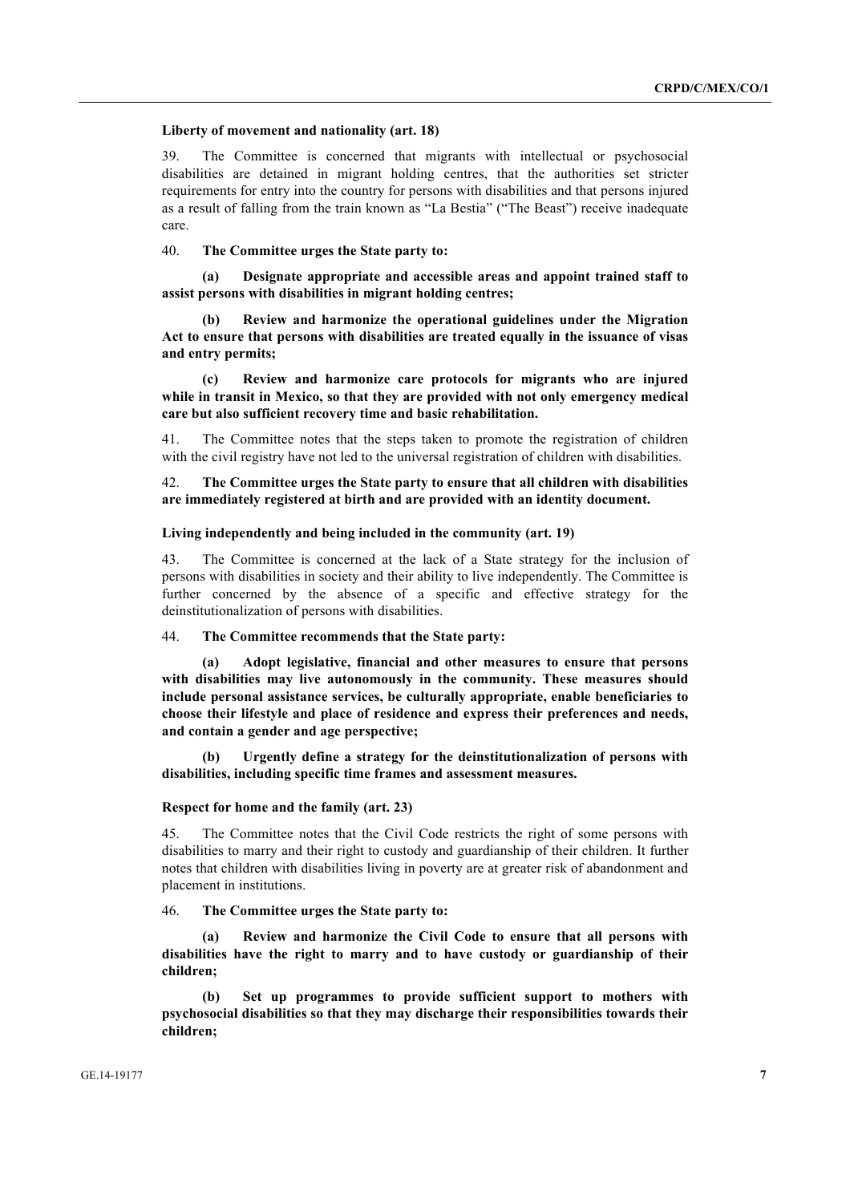**Liberty of movement and nationality (art. 18)**

39. The Committee is concerned that migrants with intellectual or psychosocial disabilities are detained in migrant holding centres, that the authorities set stricter requirements for entry into the country for persons with disabilities and that persons injured as a result of falling from the train known as "La Bestia" ("The Beast") receive inadequate care.

40. **The Committee urges the State party to:**

**(a) Designate appropriate and accessible areas and appoint trained staff to assist persons with disabilities in migrant holding centres;**

**(b) Review and harmonize the operational guidelines under the Migration Act to ensure that persons with disabilities are treated equally in the issuance of visas and entry permits;**

**(c) Review and harmonize care protocols for migrants who are injured while in transit in Mexico, so that they are provided with not only emergency medical care but also sufficient recovery time and basic rehabilitation.**

41. The Committee notes that the steps taken to promote the registration of children with the civil registry have not led to the universal registration of children with disabilities.

42. **The Committee urges the State party to ensure that all children with disabilities are immediately registered at birth and are provided with an identity document.**

**Living independently and being included in the community (art. 19)**

43. The Committee is concerned at the lack of a State strategy for the inclusion of persons with disabilities in society and their ability to live independently. The Committee is further concerned by the absence of a specific and effective strategy for the deinstitutionalization of persons with disabilities.

44. **The Committee recommends that the State party:**

**(a) Adopt legislative, financial and other measures to ensure that persons with disabilities may live autonomously in the community. These measures should include personal assistance services, be culturally appropriate, enable beneficiaries to choose their lifestyle and place of residence and express their preferences and needs, and contain a gender and age perspective;**

**(b) Urgently define a strategy for the deinstitutionalization of persons with disabilities, including specific time frames and assessment measures.**

**Respect for home and the family (art. 23)**

45. The Committee notes that the Civil Code restricts the right of some persons with disabilities to marry and their right to custody and guardianship of their children. It further notes that children with disabilities living in poverty are at greater risk of abandonment and placement in institutions.

46. **The Committee urges the State party to:**

**(a) Review and harmonize the Civil Code to ensure that all persons with disabilities have the right to marry and to have custody or guardianship of their children;**

**(b) Set up programmes to provide sufficient support to mothers with psychosocial disabilities so that they may discharge their responsibilities towards their children;**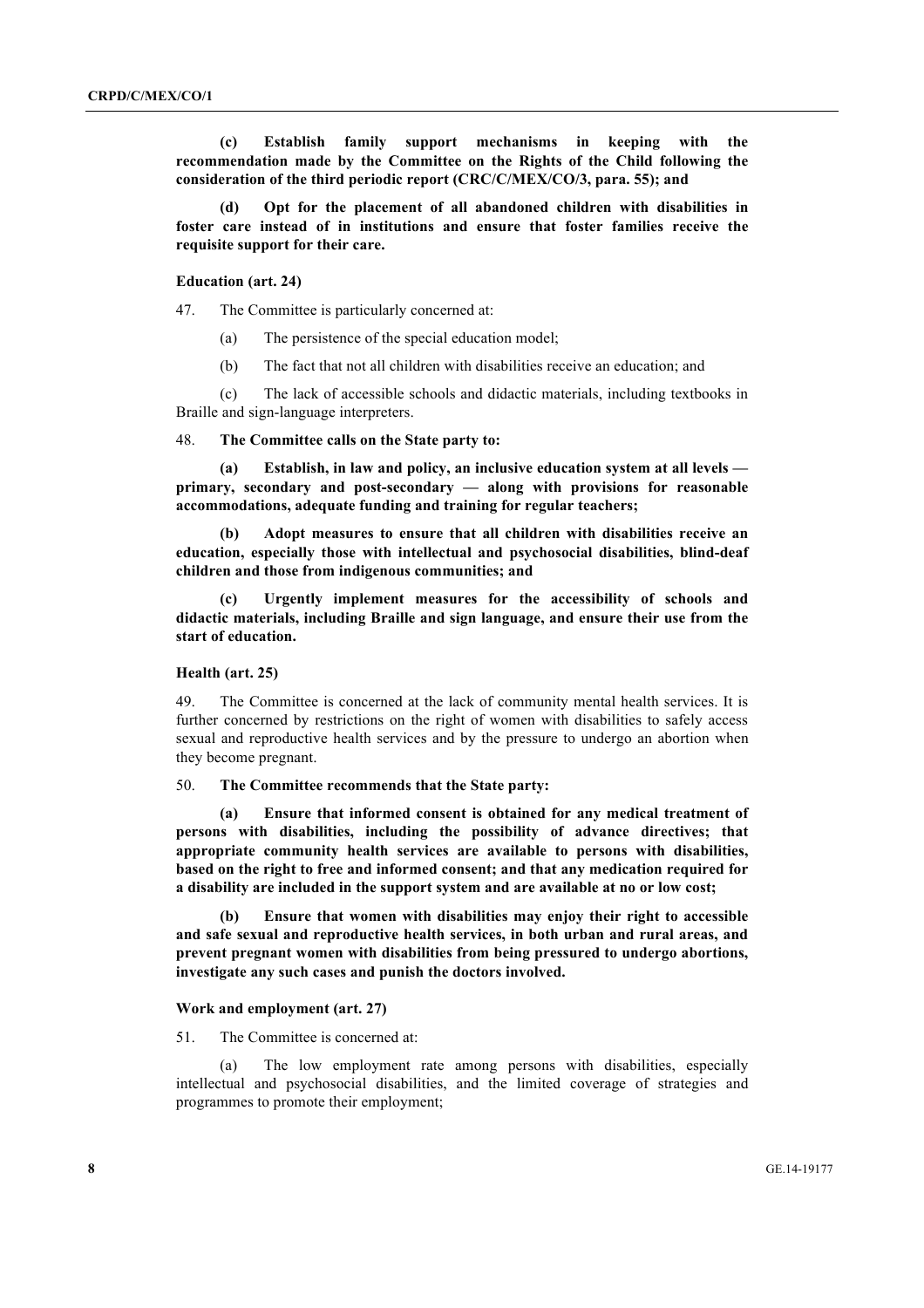**(c) Establish family support mechanisms in keeping with the recommendation made by the Committee on the Rights of the Child following the consideration of the third periodic report (CRC/C/MEX/CO/3, para. 55); and**

**(d) Opt for the placement of all abandoned children with disabilities in foster care instead of in institutions and ensure that foster families receive the requisite support for their care.**

### Education (art. 24)

47. The Committee is particularly concerned at:

(a) The persistence of the special education model;

(b) The fact that not all children with disabilities receive an education; and

(c) The lack of accessible schools and didactic materials, including textbooks in Braille and sign-language interpreters.

48. **The Committee calls on the State party to:**

**(a) Establish, in law and policy, an inclusive education system at all levels — primary, secondary and post-secondary — along with provisions for reasonable accommodations, adequate funding and training for regular teachers;**

**(b) Adopt measures to ensure that all children with disabilities receive an education, especially those with intellectual and psychosocial disabilities, blind-deaf children and those from indigenous communities; and**

**(c) Urgently implement measures for the accessibility of schools and didactic materials, including Braille and sign language, and ensure their use from the start of education.**

### Health (art. 25)

49. The Committee is concerned at the lack of community mental health services. It is further concerned by restrictions on the right of women with disabilities to safely access sexual and reproductive health services and by the pressure to undergo an abortion when they become pregnant.

50. **The Committee recommends that the State party:**

**(a) Ensure that informed consent is obtained for any medical treatment of persons with disabilities, including the possibility of advance directives; that appropriate community health services are available to persons with disabilities, based on the right to free and informed consent; and that any medication required for a disability are included in the support system and are available at no or low cost;**

**(b) Ensure that women with disabilities may enjoy their right to accessible and safe sexual and reproductive health services, in both urban and rural areas, and prevent pregnant women with disabilities from being pressured to undergo abortions, investigate any such cases and punish the doctors involved.**

### Work and employment (art. 27)

51. The Committee is concerned at:

(a) The low employment rate among persons with disabilities, especially intellectual and psychosocial disabilities, and the limited coverage of strategies and programmes to promote their employment;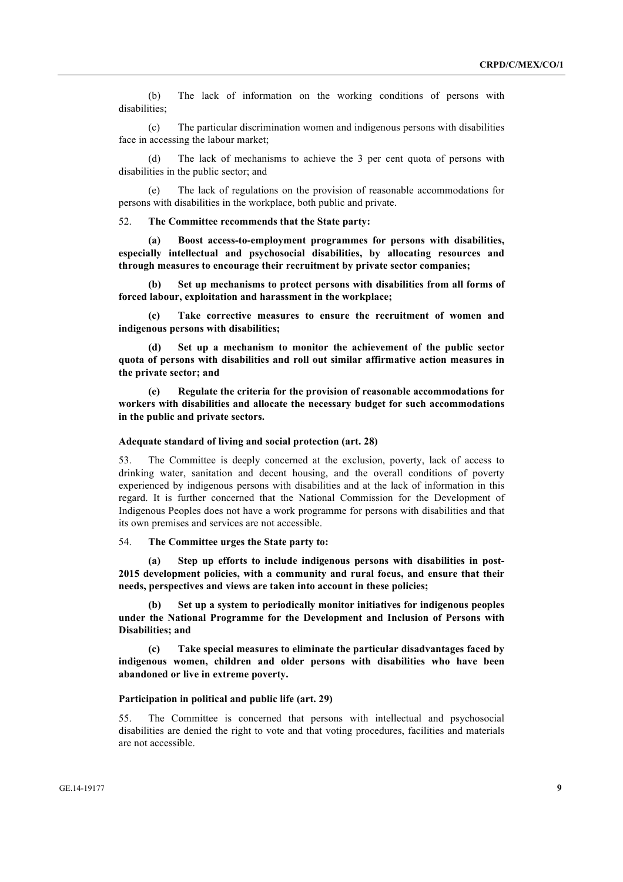(b) The lack of information on the working conditions of persons with disabilities;

(c) The particular discrimination women and indigenous persons with disabilities face in accessing the labour market;

(d) The lack of mechanisms to achieve the 3 per cent quota of persons with disabilities in the public sector; and

(e) The lack of regulations on the provision of reasonable accommodations for persons with disabilities in the workplace, both public and private.

52. **The Committee recommends that the State party:**

**(a) Boost access-to-employment programmes for persons with disabilities, especially intellectual and psychosocial disabilities, by allocating resources and through measures to encourage their recruitment by private sector companies;**

**(b) Set up mechanisms to protect persons with disabilities from all forms of forced labour, exploitation and harassment in the workplace;**

**(c) Take corrective measures to ensure the recruitment of women and indigenous persons with disabilities;**

**(d) Set up a mechanism to monitor the achievement of the public sector quota of persons with disabilities and roll out similar affirmative action measures in the private sector; and**

**(e) Regulate the criteria for the provision of reasonable accommodations for workers with disabilities and allocate the necessary budget for such accommodations in the public and private sectors.**

### Adequate standard of living and social protection (art. 28)

53. The Committee is deeply concerned at the exclusion, poverty, lack of access to drinking water, sanitation and decent housing, and the overall conditions of poverty experienced by indigenous persons with disabilities and at the lack of information in this regard. It is further concerned that the National Commission for the Development of Indigenous Peoples does not have a work programme for persons with disabilities and that its own premises and services are not accessible.

54. **The Committee urges the State party to:**

**(a) Step up efforts to include indigenous persons with disabilities in post-2015 development policies, with a community and rural focus, and ensure that their needs, perspectives and views are taken into account in these policies;**

**(b) Set up a system to periodically monitor initiatives for indigenous peoples under the National Programme for the Development and Inclusion of Persons with Disabilities; and**

**(c) Take special measures to eliminate the particular disadvantages faced by indigenous women, children and older persons with disabilities who have been abandoned or live in extreme poverty.**

### Participation in political and public life (art. 29)

55. The Committee is concerned that persons with intellectual and psychosocial disabilities are denied the right to vote and that voting procedures, facilities and materials are not accessible.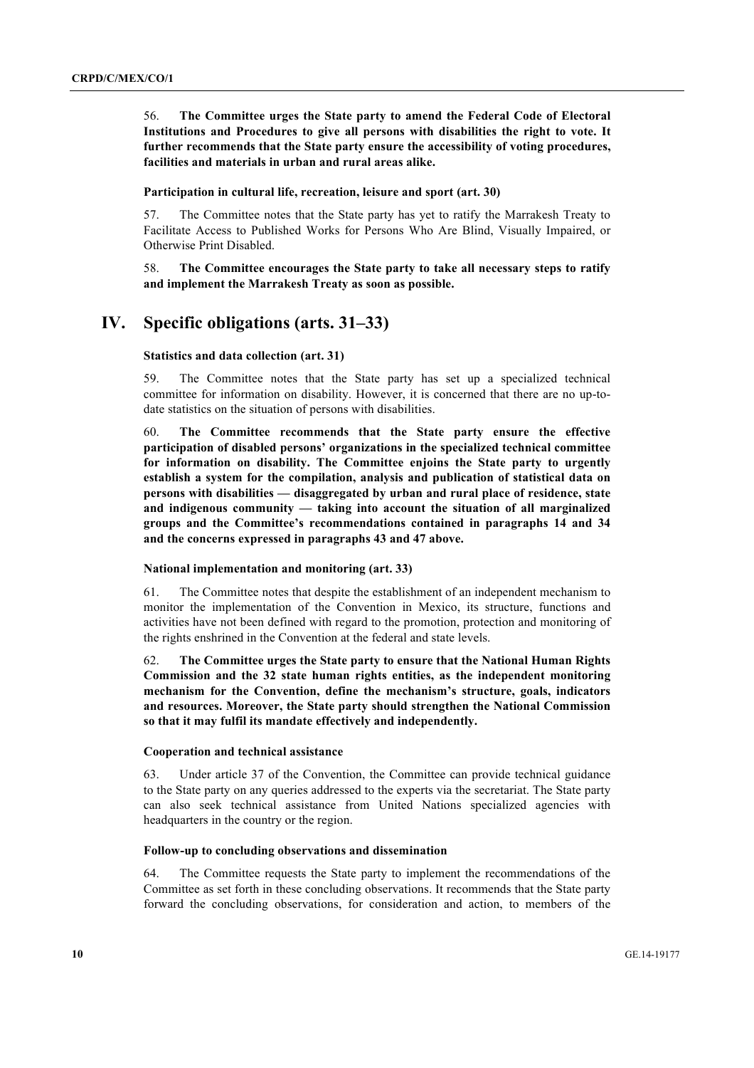56. **The Committee urges the State party to amend the Federal Code of Electoral Institutions and Procedures to give all persons with disabilities the right to vote. It further recommends that the State party ensure the accessibility of voting procedures, facilities and materials in urban and rural areas alike.**

#### Participation in cultural life, recreation, leisure and sport (art. 30)

57. The Committee notes that the State party has yet to ratify the Marrakesh Treaty to Facilitate Access to Published Works for Persons Who Are Blind, Visually Impaired, or Otherwise Print Disabled.

58. **The Committee encourages the State party to take all necessary steps to ratify and implement the Marrakesh Treaty as soon as possible.**

## IV. Specific obligations (arts. 31–33)

#### Statistics and data collection (art. 31)

59. The Committee notes that the State party has set up a specialized technical committee for information on disability. However, it is concerned that there are no up-to-date statistics on the situation of persons with disabilities.

60. **The Committee recommends that the State party ensure the effective participation of disabled persons' organizations in the specialized technical committee for information on disability. The Committee enjoins the State party to urgently establish a system for the compilation, analysis and publication of statistical data on persons with disabilities — disaggregated by urban and rural place of residence, state and indigenous community — taking into account the situation of all marginalized groups and the Committee's recommendations contained in paragraphs 14 and 34 and the concerns expressed in paragraphs 43 and 47 above.**

#### National implementation and monitoring (art. 33)

61. The Committee notes that despite the establishment of an independent mechanism to monitor the implementation of the Convention in Mexico, its structure, functions and activities have not been defined with regard to the promotion, protection and monitoring of the rights enshrined in the Convention at the federal and state levels.

62. **The Committee urges the State party to ensure that the National Human Rights Commission and the 32 state human rights entities, as the independent monitoring mechanism for the Convention, define the mechanism's structure, goals, indicators and resources. Moreover, the State party should strengthen the National Commission so that it may fulfil its mandate effectively and independently.**

#### Cooperation and technical assistance

63. Under article 37 of the Convention, the Committee can provide technical guidance to the State party on any queries addressed to the experts via the secretariat. The State party can also seek technical assistance from United Nations specialized agencies with headquarters in the country or the region.

#### Follow-up to concluding observations and dissemination

64. The Committee requests the State party to implement the recommendations of the Committee as set forth in these concluding observations. It recommends that the State party forward the concluding observations, for consideration and action, to members of the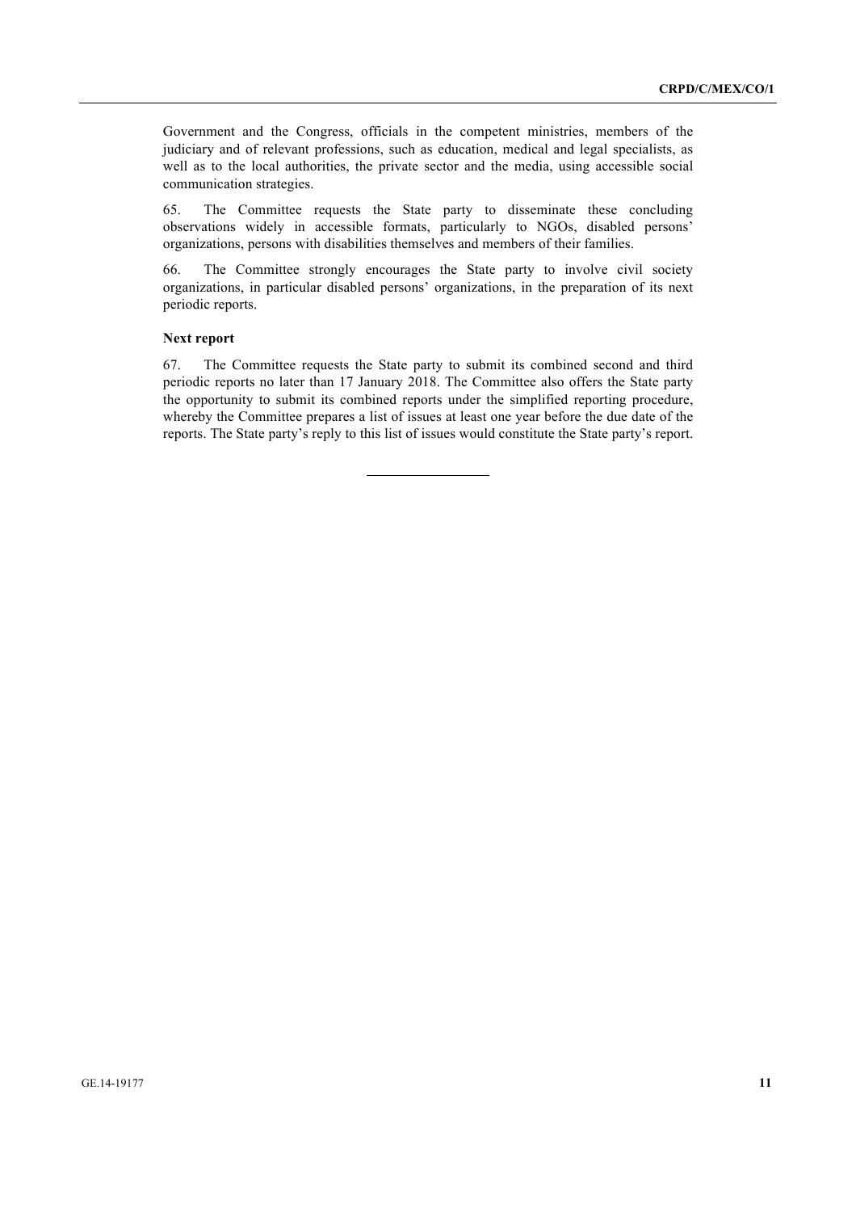Government and the Congress, officials in the competent ministries, members of the judiciary and of relevant professions, such as education, medical and legal specialists, as well as to the local authorities, the private sector and the media, using accessible social communication strategies.

65. The Committee requests the State party to disseminate these concluding observations widely in accessible formats, particularly to NGOs, disabled persons' organizations, persons with disabilities themselves and members of their families.

66. The Committee strongly encourages the State party to involve civil society organizations, in particular disabled persons' organizations, in the preparation of its next periodic reports.

**Next report**

67. The Committee requests the State party to submit its combined second and third periodic reports no later than 17 January 2018. The Committee also offers the State party the opportunity to submit its combined reports under the simplified reporting procedure, whereby the Committee prepares a list of issues at least one year before the due date of the reports. The State party's reply to this list of issues would constitute the State party's report.